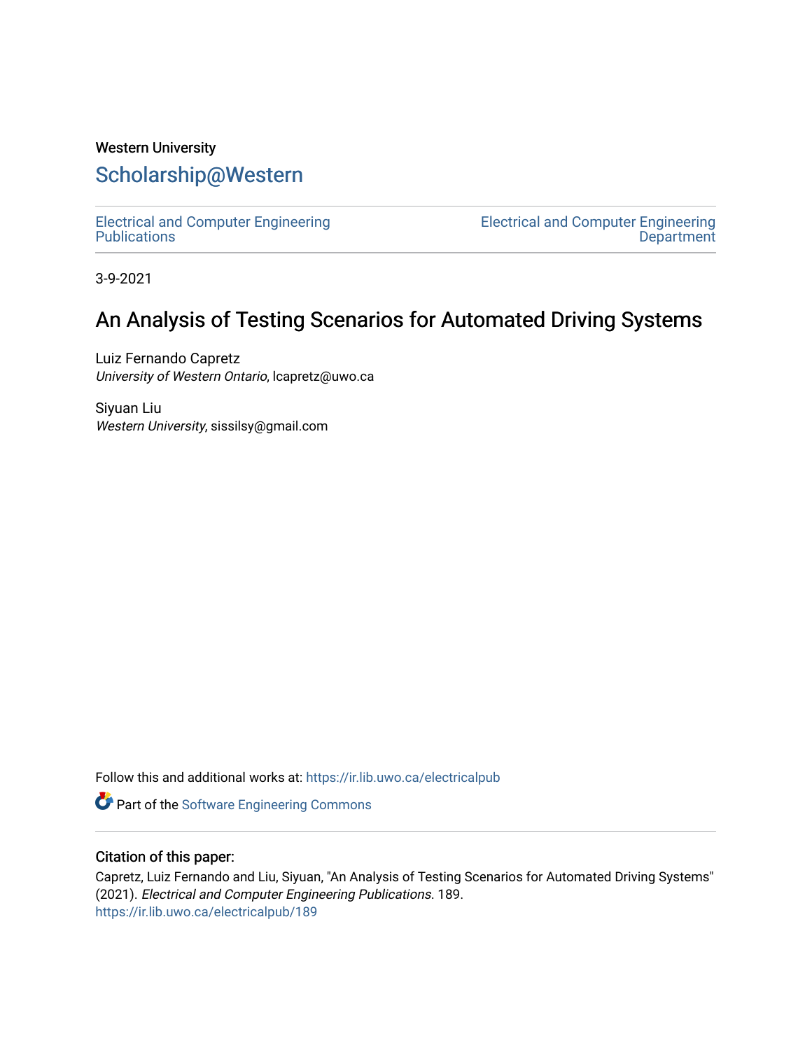Western University

# Scholarship@Western

Electrical and Computer Engineering Publications

Electrical and Computer Engineering Department

3-9-2021

## An Analysis of Testing Scenarios for Automated Driving Systems

Luiz Fernando Capretz
*University of Western Ontario*, lcapretz@uwo.ca

Siyuan Liu
*Western University*, sissilsy@gmail.com

Follow this and additional works at: https://ir.lib.uwo.ca/electricalpub

Part of the Software Engineering Commons

### Citation of this paper:

Capretz, Luiz Fernando and Liu, Siyuan, "An Analysis of Testing Scenarios for Automated Driving Systems" (2021). *Electrical and Computer Engineering Publications*. 189.
https://ir.lib.uwo.ca/electricalpub/189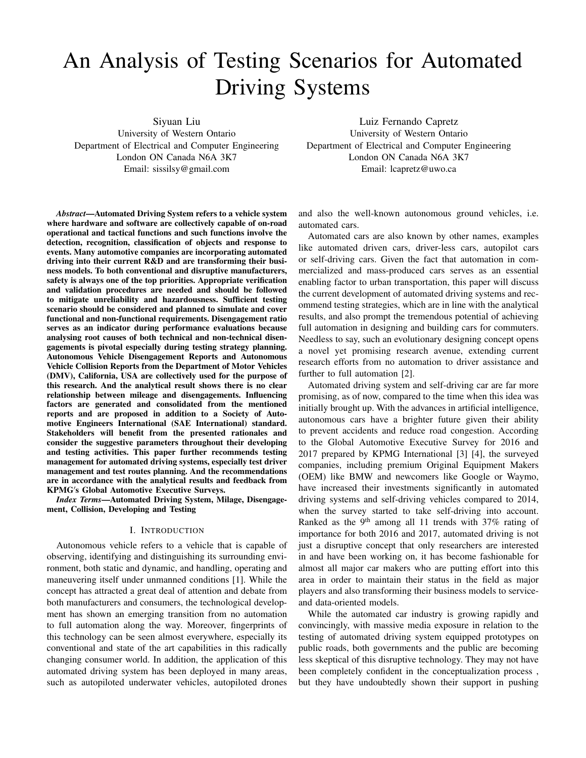# An Analysis of Testing Scenarios for Automated Driving Systems

Siyuan Liu
University of Western Ontario
Department of Electrical and Computer Engineering
London ON Canada N6A 3K7
Email: sissilsy@gmail.com

Luiz Fernando Capretz
University of Western Ontario
Department of Electrical and Computer Engineering
London ON Canada N6A 3K7
Email: lcapretz@uwo.ca

***Abstract*—Automated Driving System refers to a vehicle system where hardware and software are collectively capable of on-road operational and tactical functions and such functions involve the detection, recognition, classification of objects and response to events. Many automotive companies are incorporating automated driving into their current R&D and are transforming their business models. To both conventional and disruptive manufacturers, safety is always one of the top priorities. Appropriate verification and validation procedures are needed and should be followed to mitigate unreliability and hazardousness. Sufficient testing scenario should be considered and planned to simulate and cover functional and non-functional requirements. Disengagement ratio serves as an indicator during performance evaluations because analysing root causes of both technical and non-technical disengagements is pivotal especially during testing strategy planning. Autonomous Vehicle Disengagement Reports and Autonomous Vehicle Collision Reports from the Department of Motor Vehicles (DMV), California, USA are collectively used for the purpose of this research. And the analytical result shows there is no clear relationship between mileage and disengagements. Influencing factors are generated and consolidated from the mentioned reports and are proposed in addition to a Society of Automotive Engineers International (SAE International) standard. Stakeholders will benefit from the presented rationales and consider the suggestive parameters throughout their developing and testing activities. This paper further recommends testing management for automated driving systems, especially test driver management and test routes planning. And the recommendations are in accordance with the analytical results and feedback from KPMG's Global Automotive Executive Surveys.**

***Index Terms*—Automated Driving System, Milage, Disengagement, Collision, Developing and Testing**

## I. Introduction

Autonomous vehicle refers to a vehicle that is capable of observing, identifying and distinguishing its surrounding environment, both static and dynamic, and handling, operating and maneuvering itself under unmanned conditions [1]. While the concept has attracted a great deal of attention and debate from both manufacturers and consumers, the technological development has shown an emerging transition from no automation to full automation along the way. Moreover, fingerprints of this technology can be seen almost everywhere, especially its conventional and state of the art capabilities in this radically changing consumer world. In addition, the application of this automated driving system has been deployed in many areas, such as autopiloted underwater vehicles, autopiloted drones and also the well-known autonomous ground vehicles, i.e. automated cars.

Automated cars are also known by other names, examples like automated driven cars, driver-less cars, autopilot cars or self-driving cars. Given the fact that automation in commercialized and mass-produced cars serves as an essential enabling factor to urban transportation, this paper will discuss the current development of automated driving systems and recommend testing strategies, which are in line with the analytical results, and also prompt the tremendous potential of achieving full automation in designing and building cars for commuters. Needless to say, such an evolutionary designing concept opens a novel yet promising research avenue, extending current research efforts from no automation to driver assistance and further to full automation [2].

Automated driving system and self-driving car are far more promising, as of now, compared to the time when this idea was initially brought up. With the advances in artificial intelligence, autonomous cars have a brighter future given their ability to prevent accidents and reduce road congestion. According to the Global Automotive Executive Survey for 2016 and 2017 prepared by KPMG International [3] [4], the surveyed companies, including premium Original Equipment Makers (OEM) like BMW and newcomers like Google or Waymo, have increased their investments significantly in automated driving systems and self-driving vehicles compared to 2014, when the survey started to take self-driving into account. Ranked as the 9th among all 11 trends with 37% rating of importance for both 2016 and 2017, automated driving is not just a disruptive concept that only researchers are interested in and have been working on, it has become fashionable for almost all major car makers who are putting effort into this area in order to maintain their status in the field as major players and also transforming their business models to service- and data-oriented models.

While the automated car industry is growing rapidly and convincingly, with massive media exposure in relation to the testing of automated driving system equipped prototypes on public roads, both governments and the public are becoming less skeptical of this disruptive technology. They may not have been completely confident in the conceptualization process , but they have undoubtedly shown their support in pushing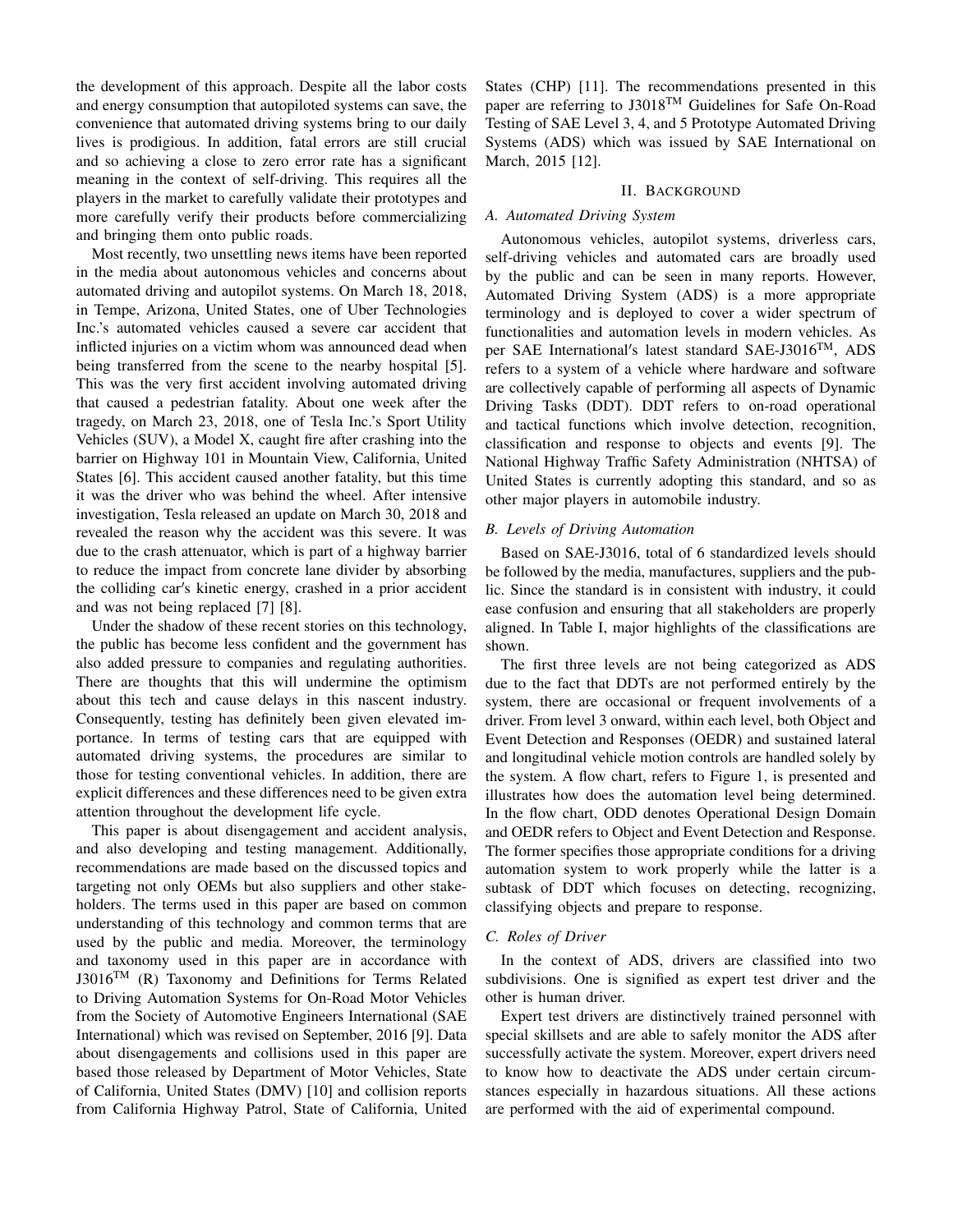the development of this approach. Despite all the labor costs and energy consumption that autopiloted systems can save, the convenience that automated driving systems bring to our daily lives is prodigious. In addition, fatal errors are still crucial and so achieving a close to zero error rate has a significant meaning in the context of self-driving. This requires all the players in the market to carefully validate their prototypes and more carefully verify their products before commercializing and bringing them onto public roads.

Most recently, two unsettling news items have been reported in the media about autonomous vehicles and concerns about automated driving and autopilot systems. On March 18, 2018, in Tempe, Arizona, United States, one of Uber Technologies Inc.'s automated vehicles caused a severe car accident that inflicted injuries on a victim whom was announced dead when being transferred from the scene to the nearby hospital [5]. This was the very first accident involving automated driving that caused a pedestrian fatality. About one week after the tragedy, on March 23, 2018, one of Tesla Inc.'s Sport Utility Vehicles (SUV), a Model X, caught fire after crashing into the barrier on Highway 101 in Mountain View, California, United States [6]. This accident caused another fatality, but this time it was the driver who was behind the wheel. After intensive investigation, Tesla released an update on March 30, 2018 and revealed the reason why the accident was this severe. It was due to the crash attenuator, which is part of a highway barrier to reduce the impact from concrete lane divider by absorbing the colliding car′s kinetic energy, crashed in a prior accident and was not being replaced [7] [8].

Under the shadow of these recent stories on this technology, the public has become less confident and the government has also added pressure to companies and regulating authorities. There are thoughts that this will undermine the optimism about this tech and cause delays in this nascent industry. Consequently, testing has definitely been given elevated importance. In terms of testing cars that are equipped with automated driving systems, the procedures are similar to those for testing conventional vehicles. In addition, there are explicit differences and these differences need to be given extra attention throughout the development life cycle.

This paper is about disengagement and accident analysis, and also developing and testing management. Additionally, recommendations are made based on the discussed topics and targeting not only OEMs but also suppliers and other stakeholders. The terms used in this paper are based on common understanding of this technology and common terms that are used by the public and media. Moreover, the terminology and taxonomy used in this paper are in accordance with J3016™ (R) Taxonomy and Definitions for Terms Related to Driving Automation Systems for On-Road Motor Vehicles from the Society of Automotive Engineers International (SAE International) which was revised on September, 2016 [9]. Data about disengagements and collisions used in this paper are based those released by Department of Motor Vehicles, State of California, United States (DMV) [10] and collision reports from California Highway Patrol, State of California, United States (CHP) [11]. The recommendations presented in this paper are referring to J3018™ Guidelines for Safe On-Road Testing of SAE Level 3, 4, and 5 Prototype Automated Driving Systems (ADS) which was issued by SAE International on March, 2015 [12].

## II. Background

### A. Automated Driving System

Autonomous vehicles, autopilot systems, driverless cars, self-driving vehicles and automated cars are broadly used by the public and can be seen in many reports. However, Automated Driving System (ADS) is a more appropriate terminology and is deployed to cover a wider spectrum of functionalities and automation levels in modern vehicles. As per SAE International′s latest standard SAE-J3016™, ADS refers to a system of a vehicle where hardware and software are collectively capable of performing all aspects of Dynamic Driving Tasks (DDT). DDT refers to on-road operational and tactical functions which involve detection, recognition, classification and response to objects and events [9]. The National Highway Traffic Safety Administration (NHTSA) of United States is currently adopting this standard, and so as other major players in automobile industry.

### B. Levels of Driving Automation

Based on SAE-J3016, total of 6 standardized levels should be followed by the media, manufactures, suppliers and the public. Since the standard is in consistent with industry, it could ease confusion and ensuring that all stakeholders are properly aligned. In Table I, major highlights of the classifications are shown.

The first three levels are not being categorized as ADS due to the fact that DDTs are not performed entirely by the system, there are occasional or frequent involvements of a driver. From level 3 onward, within each level, both Object and Event Detection and Responses (OEDR) and sustained lateral and longitudinal vehicle motion controls are handled solely by the system. A flow chart, refers to Figure 1, is presented and illustrates how does the automation level being determined. In the flow chart, ODD denotes Operational Design Domain and OEDR refers to Object and Event Detection and Response. The former specifies those appropriate conditions for a driving automation system to work properly while the latter is a subtask of DDT which focuses on detecting, recognizing, classifying objects and prepare to response.

### C. Roles of Driver

In the context of ADS, drivers are classified into two subdivisions. One is signified as expert test driver and the other is human driver.

Expert test drivers are distinctively trained personnel with special skillsets and are able to safely monitor the ADS after successfully activate the system. Moreover, expert drivers need to know how to deactivate the ADS under certain circumstances especially in hazardous situations. All these actions are performed with the aid of experimental compound.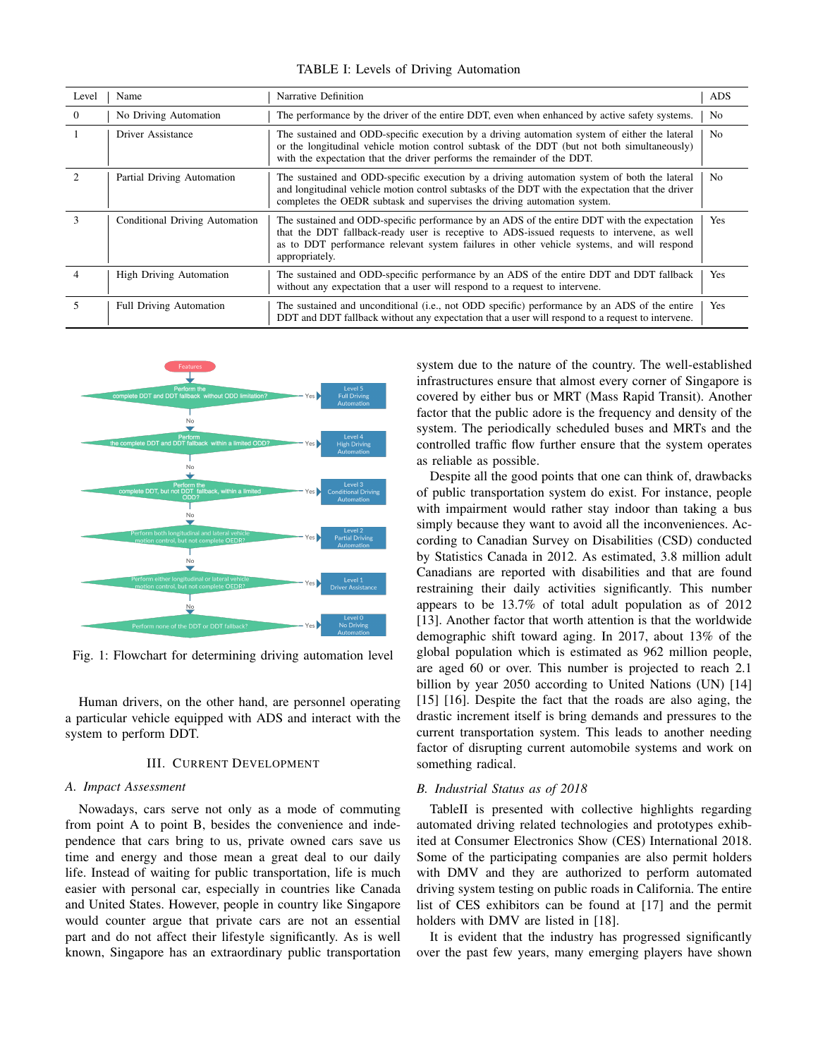TABLE I: Levels of Driving Automation

| Level | Name | Narrative Definition | ADS |
|---|---|---|---|
| 0 | No Driving Automation | The performance by the driver of the entire DDT, even when enhanced by active safety systems. | No |
| 1 | Driver Assistance | The sustained and ODD-specific execution by a driving automation system of either the lateral or the longitudinal vehicle motion control subtask of the DDT (but not both simultaneously) with the expectation that the driver performs the remainder of the DDT. | No |
| 2 | Partial Driving Automation | The sustained and ODD-specific execution by a driving automation system of both the lateral and longitudinal vehicle motion control subtasks of the DDT with the expectation that the driver completes the OEDR subtask and supervises the driving automation system. | No |
| 3 | Conditional Driving Automation | The sustained and ODD-specific performance by an ADS of the entire DDT with the expectation that the DDT fallback-ready user is receptive to ADS-issued requests to intervene, as well as to DDT performance relevant system failures in other vehicle systems, and will respond appropriately. | Yes |
| 4 | High Driving Automation | The sustained and ODD-specific performance by an ADS of the entire DDT and DDT fallback without any expectation that a user will respond to a request to intervene. | Yes |
| 5 | Full Driving Automation | The sustained and unconditional (i.e., not ODD specific) performance by an ADS of the entire DDT and DDT fallback without any expectation that a user will respond to a request to intervene. | Yes |

Fig. 1: Flowchart for determining driving automation level

Human drivers, on the other hand, are personnel operating a particular vehicle equipped with ADS and interact with the system to perform DDT.

## III. Current Development

### A. Impact Assessment

Nowadays, cars serve not only as a mode of commuting from point A to point B, besides the convenience and independence that cars bring to us, private owned cars save us time and energy and those mean a great deal to our daily life. Instead of waiting for public transportation, life is much easier with personal car, especially in countries like Canada and United States. However, people in country like Singapore would counter argue that private cars are not an essential part and do not affect their lifestyle significantly. As is well known, Singapore has an extraordinary public transportation system due to the nature of the country. The well-established infrastructures ensure that almost every corner of Singapore is covered by either bus or MRT (Mass Rapid Transit). Another factor that the public adore is the frequency and density of the system. The periodically scheduled buses and MRTs and the controlled traffic flow further ensure that the system operates as reliable as possible.

Despite all the good points that one can think of, drawbacks of public transportation system do exist. For instance, people with impairment would rather stay indoor than taking a bus simply because they want to avoid all the inconveniences. According to Canadian Survey on Disabilities (CSD) conducted by Statistics Canada in 2012. As estimated, 3.8 million adult Canadians are reported with disabilities and that are found restraining their daily activities significantly. This number appears to be 13.7% of total adult population as of 2012 [13]. Another factor that worth attention is that the worldwide demographic shift toward aging. In 2017, about 13% of the global population which is estimated as 962 million people, are aged 60 or over. This number is projected to reach 2.1 billion by year 2050 according to United Nations (UN) [14] [15] [16]. Despite the fact that the roads are also aging, the drastic increment itself is bring demands and pressures to the current transportation system. This leads to another needing factor of disrupting current automobile systems and work on something radical.

### B. Industrial Status as of 2018

TableII is presented with collective highlights regarding automated driving related technologies and prototypes exhibited at Consumer Electronics Show (CES) International 2018. Some of the participating companies are also permit holders with DMV and they are authorized to perform automated driving system testing on public roads in California. The entire list of CES exhibitors can be found at [17] and the permit holders with DMV are listed in [18].

It is evident that the industry has progressed significantly over the past few years, many emerging players have shown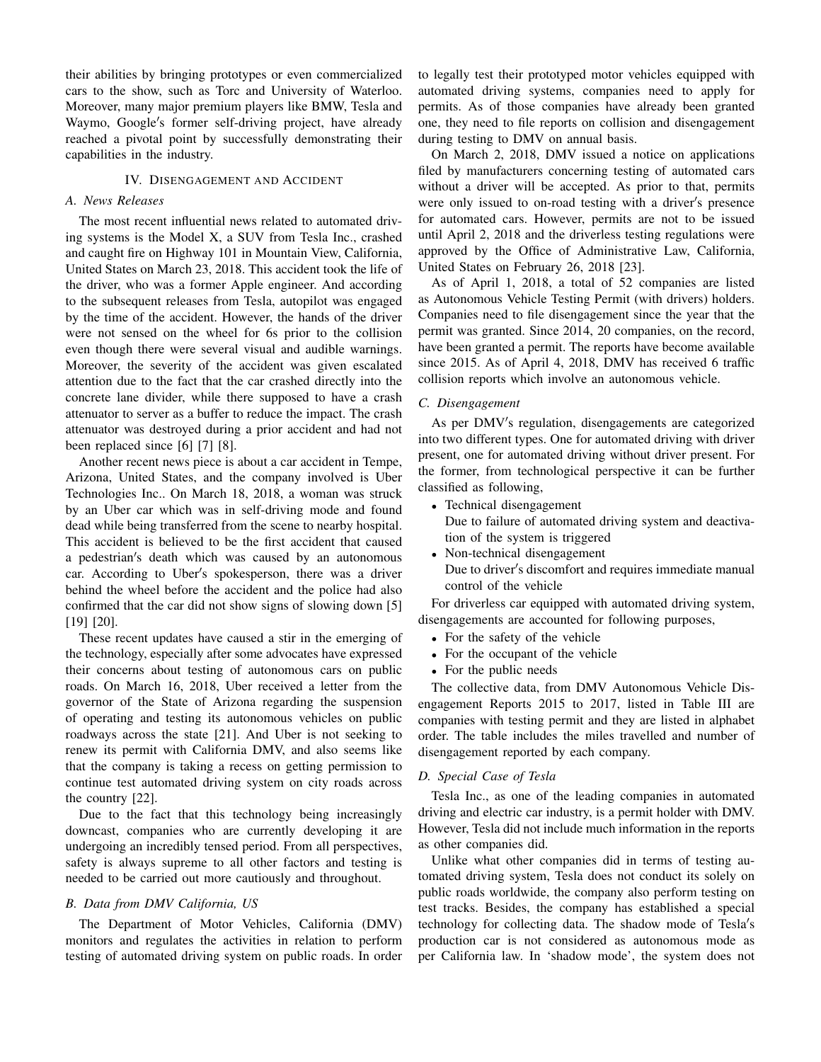their abilities by bringing prototypes or even commercialized cars to the show, such as Torc and University of Waterloo. Moreover, many major premium players like BMW, Tesla and Waymo, Google′s former self-driving project, have already reached a pivotal point by successfully demonstrating their capabilities in the industry.

## IV. Disengagement and Accident

### A. News Releases

The most recent influential news related to automated driving systems is the Model X, a SUV from Tesla Inc., crashed and caught fire on Highway 101 in Mountain View, California, United States on March 23, 2018. This accident took the life of the driver, who was a former Apple engineer. And according to the subsequent releases from Tesla, autopilot was engaged by the time of the accident. However, the hands of the driver were not sensed on the wheel for 6s prior to the collision even though there were several visual and audible warnings. Moreover, the severity of the accident was given escalated attention due to the fact that the car crashed directly into the concrete lane divider, while there supposed to have a crash attenuator to server as a buffer to reduce the impact. The crash attenuator was destroyed during a prior accident and had not been replaced since [6] [7] [8].

Another recent news piece is about a car accident in Tempe, Arizona, United States, and the company involved is Uber Technologies Inc.. On March 18, 2018, a woman was struck by an Uber car which was in self-driving mode and found dead while being transferred from the scene to nearby hospital. This accident is believed to be the first accident that caused a pedestrian′s death which was caused by an autonomous car. According to Uber′s spokesperson, there was a driver behind the wheel before the accident and the police had also confirmed that the car did not show signs of slowing down [5] [19] [20].

These recent updates have caused a stir in the emerging of the technology, especially after some advocates have expressed their concerns about testing of autonomous cars on public roads. On March 16, 2018, Uber received a letter from the governor of the State of Arizona regarding the suspension of operating and testing its autonomous vehicles on public roadways across the state [21]. And Uber is not seeking to renew its permit with California DMV, and also seems like that the company is taking a recess on getting permission to continue test automated driving system on city roads across the country [22].

Due to the fact that this technology being increasingly downcast, companies who are currently developing it are undergoing an incredibly tensed period. From all perspectives, safety is always supreme to all other factors and testing is needed to be carried out more cautiously and throughout.

### B. Data from DMV California, US

The Department of Motor Vehicles, California (DMV) monitors and regulates the activities in relation to perform testing of automated driving system on public roads. In order to legally test their prototyped motor vehicles equipped with automated driving systems, companies need to apply for permits. As of those companies have already been granted one, they need to file reports on collision and disengagement during testing to DMV on annual basis.

On March 2, 2018, DMV issued a notice on applications filed by manufacturers concerning testing of automated cars without a driver will be accepted. As prior to that, permits were only issued to on-road testing with a driver′s presence for automated cars. However, permits are not to be issued until April 2, 2018 and the driverless testing regulations were approved by the Office of Administrative Law, California, United States on February 26, 2018 [23].

As of April 1, 2018, a total of 52 companies are listed as Autonomous Vehicle Testing Permit (with drivers) holders. Companies need to file disengagement since the year that the permit was granted. Since 2014, 20 companies, on the record, have been granted a permit. The reports have become available since 2015. As of April 4, 2018, DMV has received 6 traffic collision reports which involve an autonomous vehicle.

### C. Disengagement

As per DMV′s regulation, disengagements are categorized into two different types. One for automated driving with driver present, one for automated driving without driver present. For the former, from technological perspective it can be further classified as following,

- Technical disengagement
  Due to failure of automated driving system and deactivation of the system is triggered
- Non-technical disengagement
  Due to driver′s discomfort and requires immediate manual control of the vehicle

For driverless car equipped with automated driving system, disengagements are accounted for following purposes,

- For the safety of the vehicle
- For the occupant of the vehicle
- For the public needs

The collective data, from DMV Autonomous Vehicle Disengagement Reports 2015 to 2017, listed in Table III are companies with testing permit and they are listed in alphabet order. The table includes the miles travelled and number of disengagement reported by each company.

### D. Special Case of Tesla

Tesla Inc., as one of the leading companies in automated driving and electric car industry, is a permit holder with DMV. However, Tesla did not include much information in the reports as other companies did.

Unlike what other companies did in terms of testing automated driving system, Tesla does not conduct its solely on public roads worldwide, the company also perform testing on test tracks. Besides, the company has established a special technology for collecting data. The shadow mode of Tesla′s production car is not considered as autonomous mode as per California law. In 'shadow mode', the system does not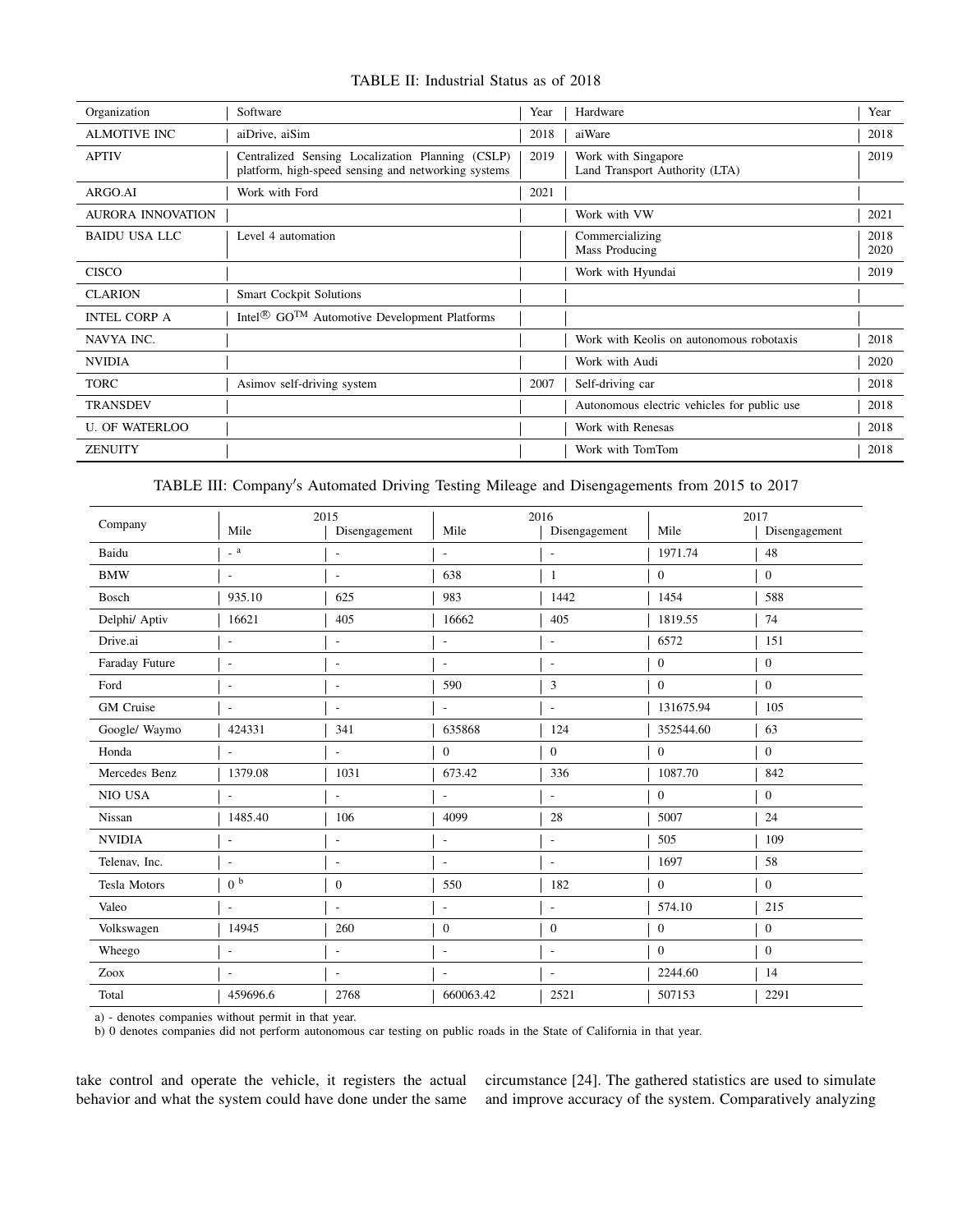TABLE II: Industrial Status as of 2018

| Organization | Software | Year | Hardware | Year |
|---|---|---|---|---|
| ALMOTIVE INC | aiDrive, aiSim | 2018 | aiWare | 2018 |
| APTIV | Centralized Sensing Localization Planning (CSLP) platform, high-speed sensing and networking systems | 2019 | Work with Singapore Land Transport Authority (LTA) | 2019 |
| ARGO.AI | Work with Ford | 2021 | | |
| AURORA INNOVATION | | | Work with VW | 2021 |
| BAIDU USA LLC | Level 4 automation | | Commercializing<br>Mass Producing | 2018<br>2020 |
| CISCO | | | Work with Hyundai | 2019 |
| CLARION | Smart Cockpit Solutions | | | |
| INTEL CORP A | Intel® GO™ Automotive Development Platforms | | | |
| NAVYA INC. | | | Work with Keolis on autonomous robotaxis | 2018 |
| NVIDIA | | | Work with Audi | 2020 |
| TORC | Asimov self-driving system | 2007 | Self-driving car | 2018 |
| TRANSDEV | | | Autonomous electric vehicles for public use | 2018 |
| U. OF WATERLOO | | | Work with Renesas | 2018 |
| ZENUITY | | | Work with TomTom | 2018 |

TABLE III: Company′s Automated Driving Testing Mileage and Disengagements from 2015 to 2017

| Company | 2015 | | 2016 | | 2017 | |
|---|---|---|---|---|---|---|
| | Mile | Disengagement | Mile | Disengagement | Mile | Disengagement |
| Baidu | - [a] | - | - | - | 1971.74 | 48 |
| BMW | - | - | 638 | 1 | 0 | 0 |
| Bosch | 935.10 | 625 | 983 | 1442 | 1454 | 588 |
| Delphi/ Aptiv | 16621 | 405 | 16662 | 405 | 1819.55 | 74 |
| Drive.ai | - | - | - | - | 6572 | 151 |
| Faraday Future | - | - | - | - | 0 | 0 |
| Ford | - | - | 590 | 3 | 0 | 0 |
| GM Cruise | - | - | - | - | 131675.94 | 105 |
| Google/ Waymo | 424331 | 341 | 635868 | 124 | 352544.60 | 63 |
| Honda | - | - | 0 | 0 | 0 | 0 |
| Mercedes Benz | 1379.08 | 1031 | 673.42 | 336 | 1087.70 | 842 |
| NIO USA | - | - | - | - | 0 | 0 |
| Nissan | 1485.40 | 106 | 4099 | 28 | 5007 | 24 |
| NVIDIA | - | - | - | - | 505 | 109 |
| Telenav, Inc. | - | - | - | - | 1697 | 58 |
| Tesla Motors | 0 [b] | 0 | 550 | 182 | 0 | 0 |
| Valeo | - | - | - | - | 574.10 | 215 |
| Volkswagen | 14945 | 260 | 0 | 0 | 0 | 0 |
| Wheego | - | - | - | - | 0 | 0 |
| Zoox | - | - | - | - | 2244.60 | 14 |
| Total | 459696.6 | 2768 | 660063.42 | 2521 | 507153 | 2291 |

a) - denotes companies without permit in that year.
b) 0 denotes companies did not perform autonomous car testing on public roads in the State of California in that year.

take control and operate the vehicle, it registers the actual behavior and what the system could have done under the same circumstance [24]. The gathered statistics are used to simulate and improve accuracy of the system. Comparatively analyzing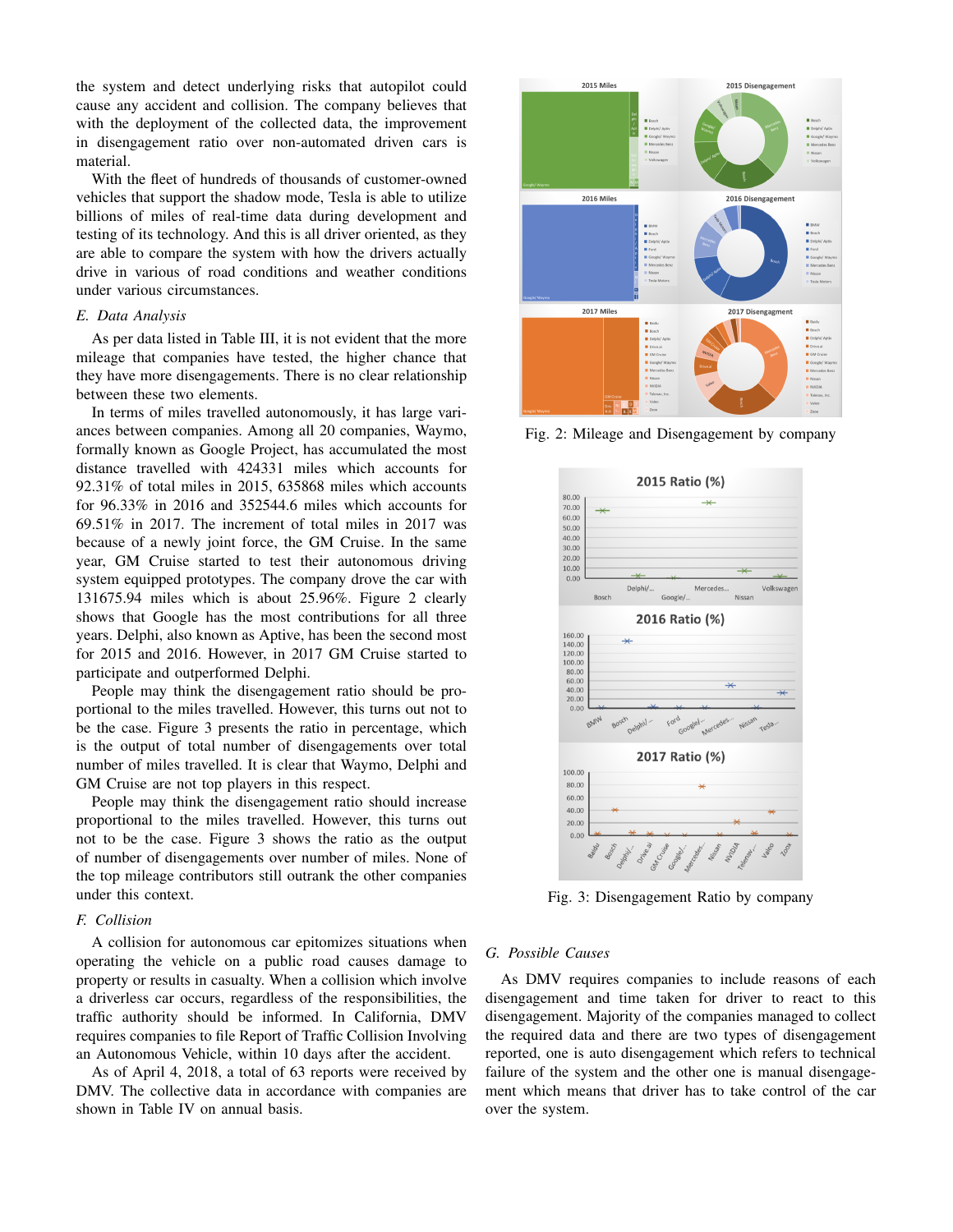the system and detect underlying risks that autopilot could cause any accident and collision. The company believes that with the deployment of the collected data, the improvement in disengagement ratio over non-automated driven cars is material.

With the fleet of hundreds of thousands of customer-owned vehicles that support the shadow mode, Tesla is able to utilize billions of miles of real-time data during development and testing of its technology. And this is all driver oriented, as they are able to compare the system with how the drivers actually drive in various of road conditions and weather conditions under various circumstances.

### E. Data Analysis

As per data listed in Table III, it is not evident that the more mileage that companies have tested, the higher chance that they have more disengagements. There is no clear relationship between these two elements.

In terms of miles travelled autonomously, it has large variances between companies. Among all 20 companies, Waymo, formally known as Google Project, has accumulated the most distance travelled with 424331 miles which accounts for 92.31% of total miles in 2015, 635868 miles which accounts for 96.33% in 2016 and 352544.6 miles which accounts for 69.51% in 2017. The increment of total miles in 2017 was because of a newly joint force, the GM Cruise. In the same year, GM Cruise started to test their autonomous driving system equipped prototypes. The company drove the car with 131675.94 miles which is about 25.96%. Figure 2 clearly shows that Google has the most contributions for all three years. Delphi, also known as Aptive, has been the second most for 2015 and 2016. However, in 2017 GM Cruise started to participate and outperformed Delphi.

People may think the disengagement ratio should be proportional to the miles travelled. However, this turns out not to be the case. Figure 3 presents the ratio in percentage, which is the output of total number of disengagements over total number of miles travelled. It is clear that Waymo, Delphi and GM Cruise are not top players in this respect.

People may think the disengagement ratio should increase proportional to the miles travelled. However, this turns out not to be the case. Figure 3 shows the ratio as the output of number of disengagements over number of miles. None of the top mileage contributors still outrank the other companies under this context.

### F. Collision

A collision for autonomous car epitomizes situations when operating the vehicle on a public road causes damage to property or results in casualty. When a collision which involve a driverless car occurs, regardless of the responsibilities, the traffic authority should be informed. In California, DMV requires companies to file Report of Traffic Collision Involving an Autonomous Vehicle, within 10 days after the accident.

As of April 4, 2018, a total of 63 reports were received by DMV. The collective data in accordance with companies are shown in Table IV on annual basis.

Fig. 2: Mileage and Disengagement by company

Fig. 3: Disengagement Ratio by company

### G. Possible Causes

As DMV requires companies to include reasons of each disengagement and time taken for driver to react to this disengagement. Majority of the companies managed to collect the required data and there are two types of disengagement reported, one is auto disengagement which refers to technical failure of the system and the other one is manual disengagement which means that driver has to take control of the car over the system.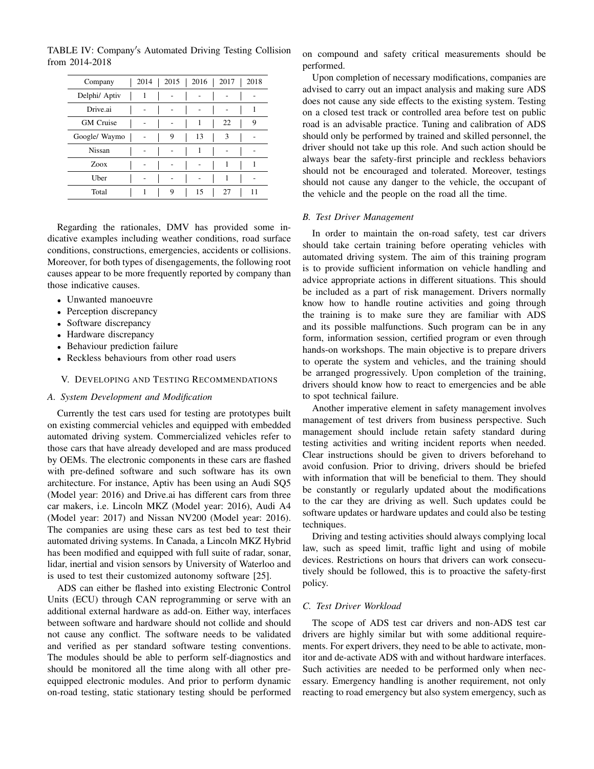TABLE IV: Company′s Automated Driving Testing Collision from 2014-2018

| Company | 2014 | 2015 | 2016 | 2017 | 2018 |
|---|---|---|---|---|---|
| Delphi/ Aptiv | 1 | - | - | - | - |
| Drive.ai | - | - | - | - | 1 |
| GM Cruise | - | - | 1 | 22 | 9 |
| Google/ Waymo | - | 9 | 13 | 3 | - |
| Nissan | - | - | 1 | - | - |
| Zoox | - | - | - | 1 | 1 |
| Uber | - | - | - | 1 | - |
| Total | 1 | 9 | 15 | 27 | 11 |

Regarding the rationales, DMV has provided some indicative examples including weather conditions, road surface conditions, constructions, emergencies, accidents or collisions. Moreover, for both types of disengagements, the following root causes appear to be more frequently reported by company than those indicative causes.

- Unwanted manoeuvre
- Perception discrepancy
- Software discrepancy
- Hardware discrepancy
- Behaviour prediction failure
- Reckless behaviours from other road users

## V. Developing and Testing Recommendations

### A. System Development and Modification

Currently the test cars used for testing are prototypes built on existing commercial vehicles and equipped with embedded automated driving system. Commercialized vehicles refer to those cars that have already developed and are mass produced by OEMs. The electronic components in these cars are flashed with pre-defined software and such software has its own architecture. For instance, Aptiv has been using an Audi SQ5 (Model year: 2016) and Drive.ai has different cars from three car makers, i.e. Lincoln MKZ (Model year: 2016), Audi A4 (Model year: 2017) and Nissan NV200 (Model year: 2016). The companies are using these cars as test bed to test their automated driving systems. In Canada, a Lincoln MKZ Hybrid has been modified and equipped with full suite of radar, sonar, lidar, inertial and vision sensors by University of Waterloo and is used to test their customized autonomy software [25].

ADS can either be flashed into existing Electronic Control Units (ECU) through CAN reprogramming or serve with an additional external hardware as add-on. Either way, interfaces between software and hardware should not collide and should not cause any conflict. The software needs to be validated and verified as per standard software testing conventions. The modules should be able to perform self-diagnostics and should be monitored all the time along with all other pre-equipped electronic modules. And prior to perform dynamic on-road testing, static stationary testing should be performed on compound and safety critical measurements should be performed.

Upon completion of necessary modifications, companies are advised to carry out an impact analysis and making sure ADS does not cause any side effects to the existing system. Testing on a closed test track or controlled area before test on public road is an advisable practice. Tuning and calibration of ADS should only be performed by trained and skilled personnel, the driver should not take up this role. And such action should be always bear the safety-first principle and reckless behaviors should not be encouraged and tolerated. Moreover, testings should not cause any danger to the vehicle, the occupant of the vehicle and the people on the road all the time.

### B. Test Driver Management

In order to maintain the on-road safety, test car drivers should take certain training before operating vehicles with automated driving system. The aim of this training program is to provide sufficient information on vehicle handling and advice appropriate actions in different situations. This should be included as a part of risk management. Drivers normally know how to handle routine activities and going through the training is to make sure they are familiar with ADS and its possible malfunctions. Such program can be in any form, information session, certified program or even through hands-on workshops. The main objective is to prepare drivers to operate the system and vehicles, and the training should be arranged progressively. Upon completion of the training, drivers should know how to react to emergencies and be able to spot technical failure.

Another imperative element in safety management involves management of test drivers from business perspective. Such management should include retain safety standard during testing activities and writing incident reports when needed. Clear instructions should be given to drivers beforehand to avoid confusion. Prior to driving, drivers should be briefed with information that will be beneficial to them. They should be constantly or regularly updated about the modifications to the car they are driving as well. Such updates could be software updates or hardware updates and could also be testing techniques.

Driving and testing activities should always complying local law, such as speed limit, traffic light and using of mobile devices. Restrictions on hours that drivers can work consecutively should be followed, this is to proactive the safety-first policy.

### C. Test Driver Workload

The scope of ADS test car drivers and non-ADS test car drivers are highly similar but with some additional requirements. For expert drivers, they need to be able to activate, monitor and de-activate ADS with and without hardware interfaces. Such activities are needed to be performed only when necessary. Emergency handling is another requirement, not only reacting to road emergency but also system emergency, such as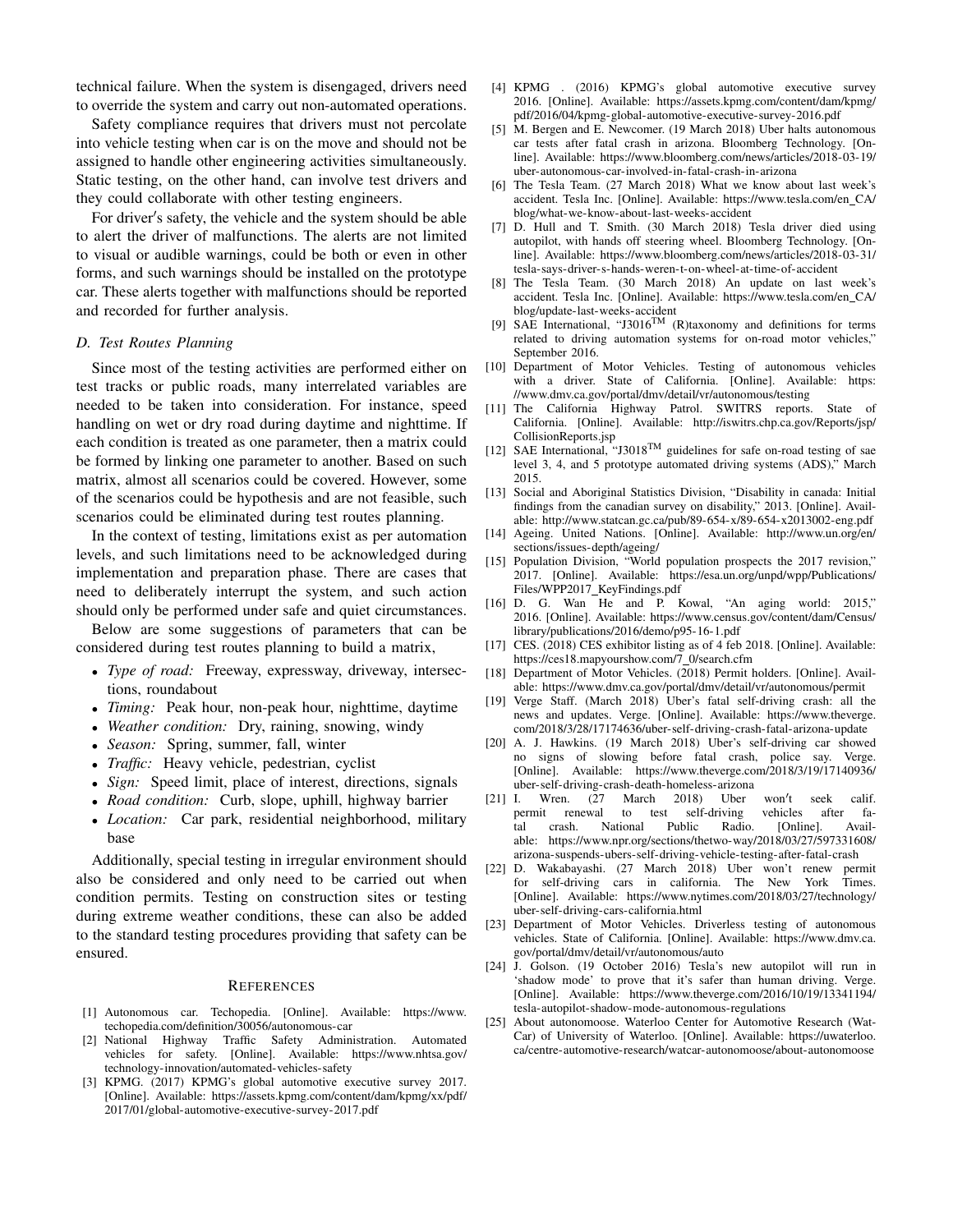technical failure. When the system is disengaged, drivers need to override the system and carry out non-automated operations.

Safety compliance requires that drivers must not percolate into vehicle testing when car is on the move and should not be assigned to handle other engineering activities simultaneously. Static testing, on the other hand, can involve test drivers and they could collaborate with other testing engineers.

For driver′s safety, the vehicle and the system should be able to alert the driver of malfunctions. The alerts are not limited to visual or audible warnings, could be both or even in other forms, and such warnings should be installed on the prototype car. These alerts together with malfunctions should be reported and recorded for further analysis.

### D. Test Routes Planning

Since most of the testing activities are performed either on test tracks or public roads, many interrelated variables are needed to be taken into consideration. For instance, speed handling on wet or dry road during daytime and nighttime. If each condition is treated as one parameter, then a matrix could be formed by linking one parameter to another. Based on such matrix, almost all scenarios could be covered. However, some of the scenarios could be hypothesis and are not feasible, such scenarios could be eliminated during test routes planning.

In the context of testing, limitations exist as per automation levels, and such limitations need to be acknowledged during implementation and preparation phase. There are cases that need to deliberately interrupt the system, and such action should only be performed under safe and quiet circumstances.

Below are some suggestions of parameters that can be considered during test routes planning to build a matrix,

- *Type of road:* Freeway, expressway, driveway, intersections, roundabout
- *Timing:* Peak hour, non-peak hour, nighttime, daytime
- *Weather condition:* Dry, raining, snowing, windy
- *Season:* Spring, summer, fall, winter
- *Traffic:* Heavy vehicle, pedestrian, cyclist
- *Sign:* Speed limit, place of interest, directions, signals
- *Road condition:* Curb, slope, uphill, highway barrier
- *Location:* Car park, residential neighborhood, military base

Additionally, special testing in irregular environment should also be considered and only need to be carried out when condition permits. Testing on construction sites or testing during extreme weather conditions, these can also be added to the standard testing procedures providing that safety can be ensured.

## References

[1] Autonomous car. Techopedia. [Online]. Available: https://www.techopedia.com/definition/30056/autonomous-car

[2] National Highway Traffic Safety Administration. Automated vehicles for safety. [Online]. Available: https://www.nhtsa.gov/technology-innovation/automated-vehicles-safety

[3] KPMG. (2017) KPMG's global automotive executive survey 2017. [Online]. Available: https://assets.kpmg.com/content/dam/kpmg/xx/pdf/2017/01/global-automotive-executive-survey-2017.pdf

[4] KPMG . (2016) KPMG's global automotive executive survey 2016. [Online]. Available: https://assets.kpmg.com/content/dam/kpmg/pdf/2016/04/kpmg-global-automotive-executive-survey-2016.pdf

[5] M. Bergen and E. Newcomer. (19 March 2018) Uber halts autonomous car tests after fatal crash in arizona. Bloomberg Technology. [Online]. Available: https://www.bloomberg.com/news/articles/2018-03-19/uber-autonomous-car-involved-in-fatal-crash-in-arizona

[6] The Tesla Team. (27 March 2018) What we know about last week's accident. Tesla Inc. [Online]. Available: https://www.tesla.com/en_CA/blog/what-we-know-about-last-weeks-accident

[7] D. Hull and T. Smith. (30 March 2018) Tesla driver died using autopilot, with hands off steering wheel. Bloomberg Technology. [Online]. Available: https://www.bloomberg.com/news/articles/2018-03-31/tesla-says-driver-s-hands-weren-t-on-wheel-at-time-of-accident

[8] The Tesla Team. (30 March 2018) An update on last week's accident. Tesla Inc. [Online]. Available: https://www.tesla.com/en_CA/blog/update-last-weeks-accident

[9] SAE International, "J3016™ (R)taxonomy and definitions for terms related to driving automation systems for on-road motor vehicles," September 2016.

[10] Department of Motor Vehicles. Testing of autonomous vehicles with a driver. State of California. [Online]. Available: https://www.dmv.ca.gov/portal/dmv/detail/vr/autonomous/testing

[11] The California Highway Patrol. SWITRS reports. State of California. [Online]. Available: http://iswitrs.chp.ca.gov/Reports/jsp/CollisionReports.jsp

[12] SAE International, "J3018™ guidelines for safe on-road testing of sae level 3, 4, and 5 prototype automated driving systems (ADS)," March 2015.

[13] Social and Aboriginal Statistics Division, "Disability in canada: Initial findings from the canadian survey on disability," 2013. [Online]. Available: http://www.statcan.gc.pub/89-654-x/89-654-x2013002-eng.pdf

[14] Ageing. United Nations. [Online]. Available: http://www.un.org/en/sections/issues-depth/ageing/

[15] Population Division, "World population prospects the 2017 revision," 2017. [Online]. Available: https://esa.un.org/unpd/wpp/Publications/Files/WPP2017_KeyFindings.pdf

[16] D. G. Wan He and P. Kowal, "An aging world: 2015," 2016. [Online]. Available: https://www.census.gov/content/dam/Census/library/publications/2016/demo/p95-16-1.pdf

[17] CES. (2018) CES exhibitor listing as of 4 feb 2018. [Online]. Available: https://ces18.mapyourshow.com/7_0/search.cfm

[18] Department of Motor Vehicles. (2018) Permit holders. [Online]. Available: https://www.dmv.ca.gov/portal/dmv/detail/vr/autonomous/permit

[19] Verge Staff. (March 2018) Uber's fatal self-driving crash: all the news and updates. Verge. [Online]. Available: https://www.theverge.com/2018/3/28/17174636/uber-self-driving-crash-fatal-arizona-update

[20] A. J. Hawkins. (19 March 2018) Uber's self-driving car showed no signs of slowing before fatal crash, police say. Verge. [Online]. Available: https://www.theverge.com/2018/3/19/17140936/uber-self-driving-crash-death-homeless-arizona

[21] I. Wren. (27 March 2018) Uber won′t seek calif. permit renewal to test self-driving vehicles after fatal crash. National Public Radio. [Online]. Available: https://www.npr.org/sections/thetwo-way/2018/03/27/597331608/arizona-suspends-ubers-self-driving-vehicle-testing-after-fatal-crash

[22] D. Wakabayashi. (27 March 2018) Uber won't renew permit for self-driving cars in california. The New York Times. [Online]. Available: https://www.nytimes.com/2018/03/27/technology/uber-self-driving-cars-california.html

[23] Department of Motor Vehicles. Driverless testing of autonomous vehicles. State of California. [Online]. Available: https://www.dmv.ca.gov/portal/dmv/detail/vr/autonomous/auto

[24] J. Golson. (19 October 2016) Tesla's new autopilot will run in 'shadow mode' to prove that it's safer than human driving. Verge. [Online]. Available: https://www.theverge.com/2016/10/19/13341194/tesla-autopilot-shadow-mode-autonomous-regulations

[25] About autonomoose. Waterloo Center for Automotive Research (WatCar) of University of Waterloo. [Online]. Available: https://uwaterloo.ca/centre-automotive-research/watcar-autonomoose/about-autonomoose